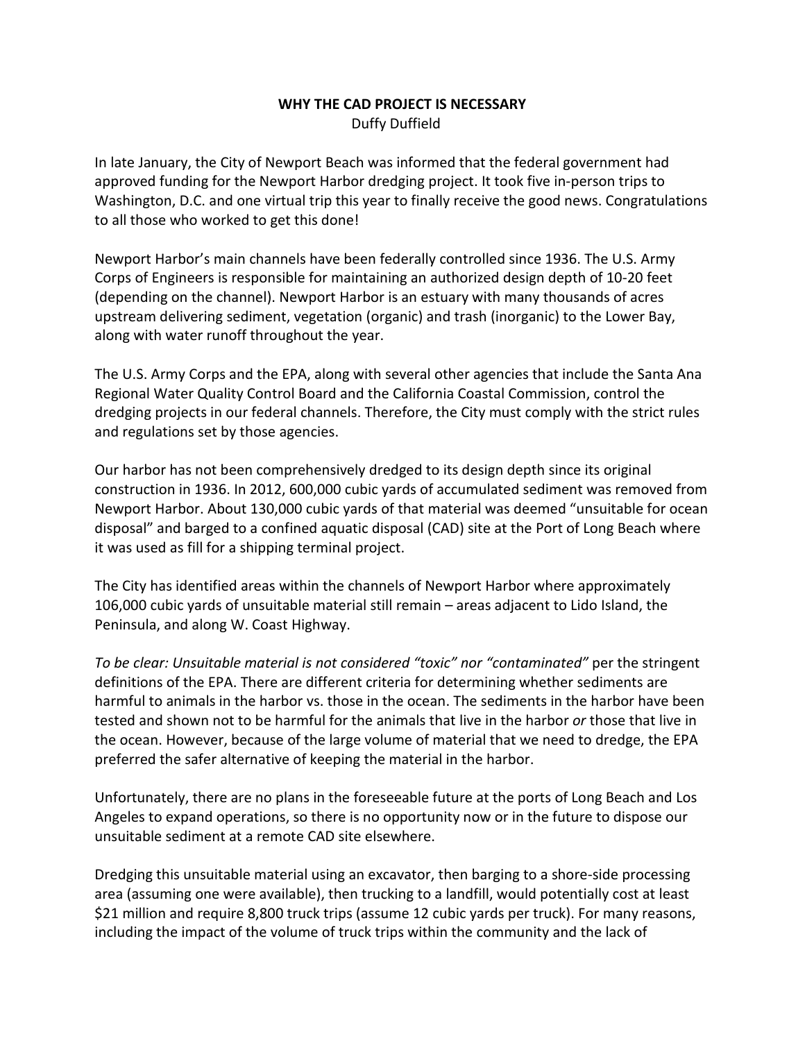# WHY THE CAD PROJECT IS NECESSARY

Duffy Duffield

In late January, the City of Newport Beach was informed that the federal government had approved funding for the Newport Harbor dredging project. It took five in-person trips to Washington, D.C. and one virtual trip this year to finally receive the good news. Congratulations to all those who worked to get this done!

Newport Harbor's main channels have been federally controlled since 1936. The U.S. Army Corps of Engineers is responsible for maintaining an authorized design depth of 10-20 feet (depending on the channel). Newport Harbor is an estuary with many thousands of acres upstream delivering sediment, vegetation (organic) and trash (inorganic) to the Lower Bay, along with water runoff throughout the year.

The U.S. Army Corps and the EPA, along with several other agencies that include the Santa Ana Regional Water Quality Control Board and the California Coastal Commission, control the dredging projects in our federal channels. Therefore, the City must comply with the strict rules and regulations set by those agencies.

Our harbor has not been comprehensively dredged to its design depth since its original construction in 1936. In 2012, 600,000 cubic yards of accumulated sediment was removed from Newport Harbor. About 130,000 cubic yards of that material was deemed "unsuitable for ocean disposal" and barged to a confined aquatic disposal (CAD) site at the Port of Long Beach where it was used as fill for a shipping terminal project.

The City has identified areas within the channels of Newport Harbor where approximately 106,000 cubic yards of unsuitable material still remain – areas adjacent to Lido Island, the Peninsula, and along W. Coast Highway.

*To be clear: Unsuitable material is not considered "toxic" nor "contaminated"* per the stringent definitions of the EPA. There are different criteria for determining whether sediments are harmful to animals in the harbor vs. those in the ocean. The sediments in the harbor have been tested and shown not to be harmful for the animals that live in the harbor *or* those that live in the ocean. However, because of the large volume of material that we need to dredge, the EPA preferred the safer alternative of keeping the material in the harbor.

Unfortunately, there are no plans in the foreseeable future at the ports of Long Beach and Los Angeles to expand operations, so there is no opportunity now or in the future to dispose our unsuitable sediment at a remote CAD site elsewhere.

Dredging this unsuitable material using an excavator, then barging to a shore-side processing area (assuming one were available), then trucking to a landfill, would potentially cost at least $21 million and require 8,800 truck trips (assume 12 cubic yards per truck). For many reasons, including the impact of the volume of truck trips within the community and the lack of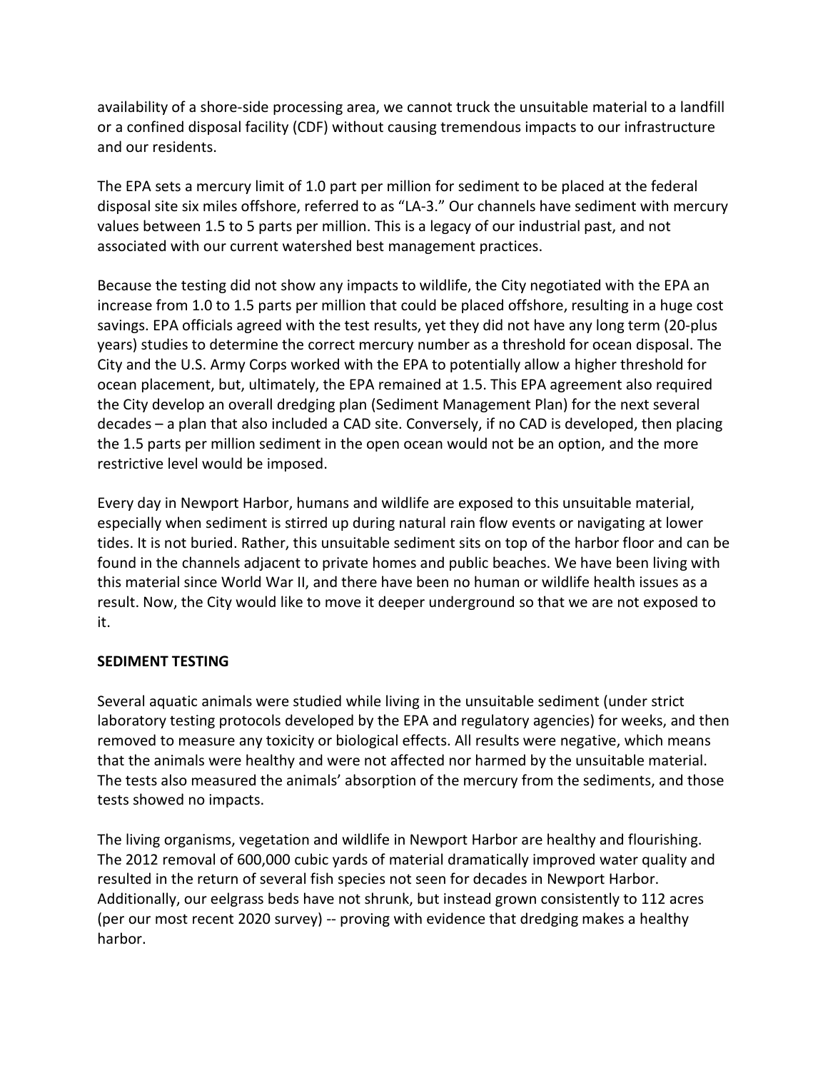availability of a shore-side processing area, we cannot truck the unsuitable material to a landfill or a confined disposal facility (CDF) without causing tremendous impacts to our infrastructure and our residents.

The EPA sets a mercury limit of 1.0 part per million for sediment to be placed at the federal disposal site six miles offshore, referred to as "LA-3." Our channels have sediment with mercury values between 1.5 to 5 parts per million. This is a legacy of our industrial past, and not associated with our current watershed best management practices.

Because the testing did not show any impacts to wildlife, the City negotiated with the EPA an increase from 1.0 to 1.5 parts per million that could be placed offshore, resulting in a huge cost savings. EPA officials agreed with the test results, yet they did not have any long term (20-plus years) studies to determine the correct mercury number as a threshold for ocean disposal. The City and the U.S. Army Corps worked with the EPA to potentially allow a higher threshold for ocean placement, but, ultimately, the EPA remained at 1.5. This EPA agreement also required the City develop an overall dredging plan (Sediment Management Plan) for the next several decades – a plan that also included a CAD site. Conversely, if no CAD is developed, then placing the 1.5 parts per million sediment in the open ocean would not be an option, and the more restrictive level would be imposed.

Every day in Newport Harbor, humans and wildlife are exposed to this unsuitable material, especially when sediment is stirred up during natural rain flow events or navigating at lower tides. It is not buried. Rather, this unsuitable sediment sits on top of the harbor floor and can be found in the channels adjacent to private homes and public beaches. We have been living with this material since World War II, and there have been no human or wildlife health issues as a result. Now, the City would like to move it deeper underground so that we are not exposed to it.

**SEDIMENT TESTING**

Several aquatic animals were studied while living in the unsuitable sediment (under strict laboratory testing protocols developed by the EPA and regulatory agencies) for weeks, and then removed to measure any toxicity or biological effects. All results were negative, which means that the animals were healthy and were not affected nor harmed by the unsuitable material. The tests also measured the animals' absorption of the mercury from the sediments, and those tests showed no impacts.

The living organisms, vegetation and wildlife in Newport Harbor are healthy and flourishing. The 2012 removal of 600,000 cubic yards of material dramatically improved water quality and resulted in the return of several fish species not seen for decades in Newport Harbor. Additionally, our eelgrass beds have not shrunk, but instead grown consistently to 112 acres (per our most recent 2020 survey) -- proving with evidence that dredging makes a healthy harbor.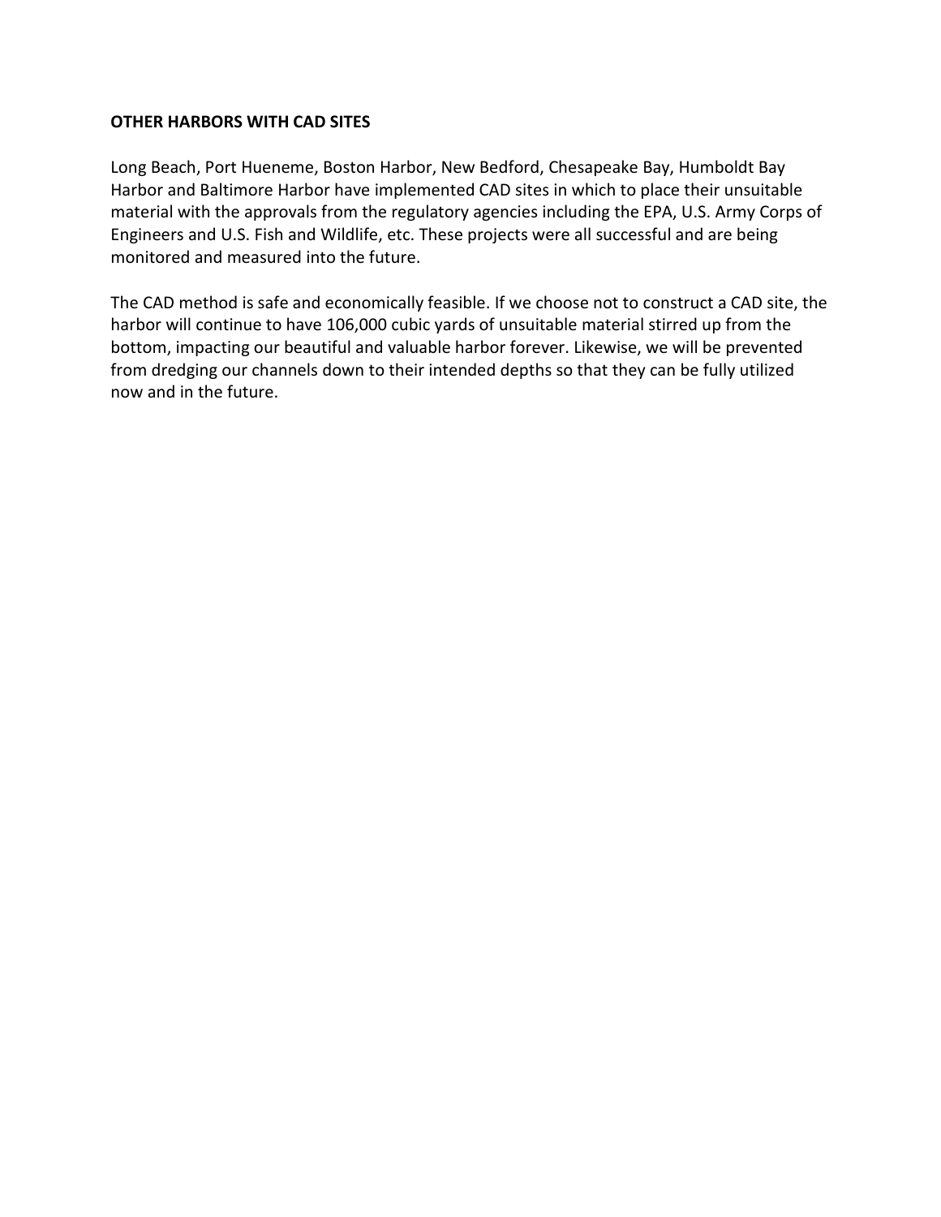**OTHER HARBORS WITH CAD SITES**

Long Beach, Port Hueneme, Boston Harbor, New Bedford, Chesapeake Bay, Humboldt Bay Harbor and Baltimore Harbor have implemented CAD sites in which to place their unsuitable material with the approvals from the regulatory agencies including the EPA, U.S. Army Corps of Engineers and U.S. Fish and Wildlife, etc. These projects were all successful and are being monitored and measured into the future.

The CAD method is safe and economically feasible. If we choose not to construct a CAD site, the harbor will continue to have 106,000 cubic yards of unsuitable material stirred up from the bottom, impacting our beautiful and valuable harbor forever. Likewise, we will be prevented from dredging our channels down to their intended depths so that they can be fully utilized now and in the future.